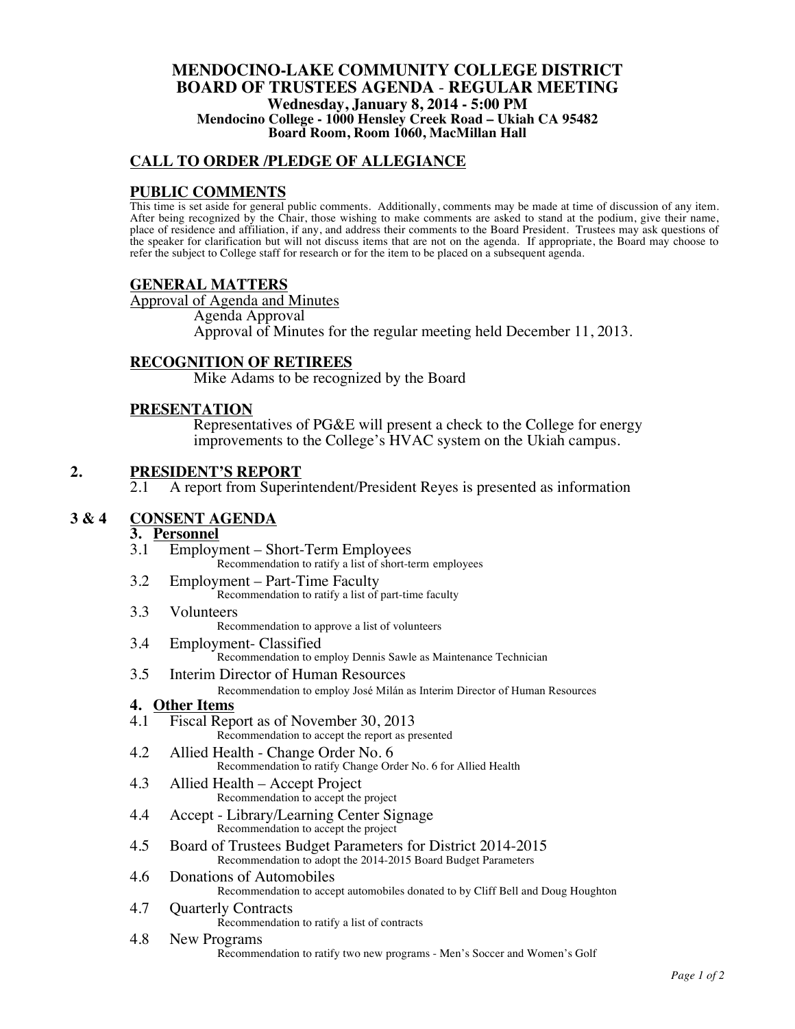# MENDOCINO-LAKE COMMUNITY COLLEGE DISTRICT
# BOARD OF TRUSTEES AGENDA - REGULAR MEETING

**Wednesday, January 8, 2014 - 5:00 PM**
**Mendocino College - 1000 Hensley Creek Road – Ukiah CA 95482**
**Board Room, Room 1060, MacMillan Hall**

## CALL TO ORDER /PLEDGE OF ALLEGIANCE

## PUBLIC COMMENTS

This time is set aside for general public comments. Additionally, comments may be made at time of discussion of any item. After being recognized by the Chair, those wishing to make comments are asked to stand at the podium, give their name, place of residence and affiliation, if any, and address their comments to the Board President. Trustees may ask questions of the speaker for clarification but will not discuss items that are not on the agenda. If appropriate, the Board may choose to refer the subject to College staff for research or for the item to be placed on a subsequent agenda.

## GENERAL MATTERS

Approval of Agenda and Minutes

Agenda Approval

Approval of Minutes for the regular meeting held December 11, 2013.

## RECOGNITION OF RETIREES

Mike Adams to be recognized by the Board

## PRESENTATION

Representatives of PG&E will present a check to the College for energy improvements to the College's HVAC system on the Ukiah campus.

## 2. PRESIDENT'S REPORT

2.1 A report from Superintendent/President Reyes is presented as information

## 3 & 4 CONSENT AGENDA

### 3. Personnel

3.1 Employment – Short-Term Employees
Recommendation to ratify a list of short-term employees

3.2 Employment – Part-Time Faculty
Recommendation to ratify a list of part-time faculty

3.3 Volunteers
Recommendation to approve a list of volunteers

3.4 Employment- Classified
Recommendation to employ Dennis Sawle as Maintenance Technician

3.5 Interim Director of Human Resources
Recommendation to employ José Milán as Interim Director of Human Resources

### 4. Other Items

4.1 Fiscal Report as of November 30, 2013
Recommendation to accept the report as presented

4.2 Allied Health - Change Order No. 6
Recommendation to ratify Change Order No. 6 for Allied Health

4.3 Allied Health – Accept Project
Recommendation to accept the project

4.4 Accept - Library/Learning Center Signage
Recommendation to accept the project

4.5 Board of Trustees Budget Parameters for District 2014-2015
Recommendation to adopt the 2014-2015 Board Budget Parameters

4.6 Donations of Automobiles
Recommendation to accept automobiles donated to by Cliff Bell and Doug Houghton

4.7 Quarterly Contracts
Recommendation to ratify a list of contracts

4.8 New Programs
Recommendation to ratify two new programs - Men's Soccer and Women's Golf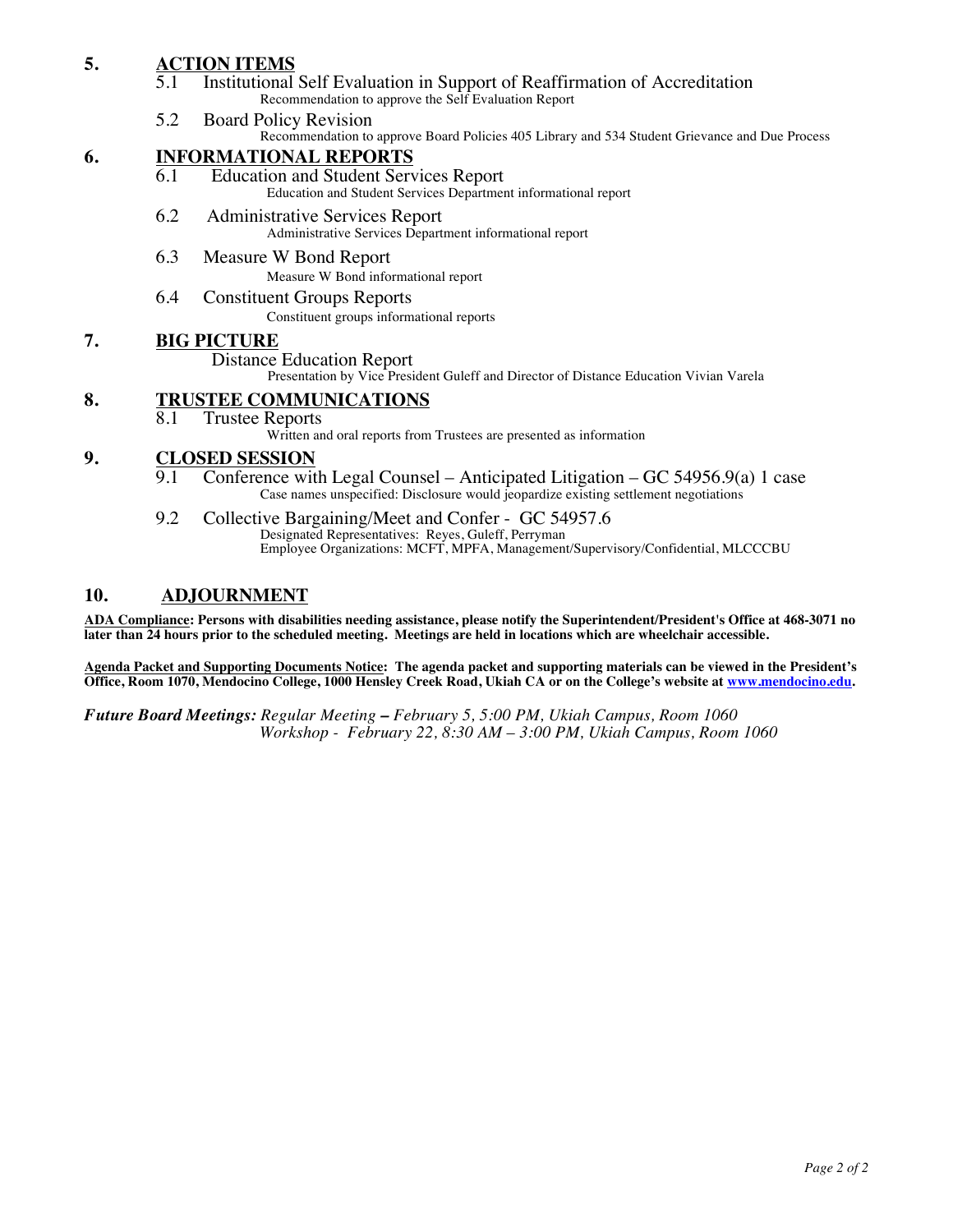## 5. ACTION ITEMS

5.1 Institutional Self Evaluation in Support of Reaffirmation of Accreditation
Recommendation to approve the Self Evaluation Report

5.2 Board Policy Revision
Recommendation to approve Board Policies 405 Library and 534 Student Grievance and Due Process

## 6. INFORMATIONAL REPORTS

6.1 Education and Student Services Report
Education and Student Services Department informational report

6.2 Administrative Services Report
Administrative Services Department informational report

6.3 Measure W Bond Report
Measure W Bond informational report

6.4 Constituent Groups Reports
Constituent groups informational reports

## 7. BIG PICTURE

Distance Education Report
Presentation by Vice President Guleff and Director of Distance Education Vivian Varela

## 8. TRUSTEE COMMUNICATIONS

8.1 Trustee Reports
Written and oral reports from Trustees are presented as information

## 9. CLOSED SESSION

9.1 Conference with Legal Counsel – Anticipated Litigation – GC 54956.9(a) 1 case
Case names unspecified: Disclosure would jeopardize existing settlement negotiations

9.2 Collective Bargaining/Meet and Confer - GC 54957.6
Designated Representatives: Reyes, Guleff, Perryman
Employee Organizations: MCFT, MPFA, Management/Supervisory/Confidential, MLCCCBU

## 10. ADJOURNMENT

**ADA Compliance: Persons with disabilities needing assistance, please notify the Superintendent/President's Office at 468-3071 no later than 24 hours prior to the scheduled meeting. Meetings are held in locations which are wheelchair accessible.**

**Agenda Packet and Supporting Documents Notice: The agenda packet and supporting materials can be viewed in the President's Office, Room 1070, Mendocino College, 1000 Hensley Creek Road, Ukiah CA or on the College's website at www.mendocino.edu.**

***Future Board Meetings:*** *Regular Meeting – February 5, 5:00 PM, Ukiah Campus, Room 1060*
*Workshop - February 22, 8:30 AM – 3:00 PM, Ukiah Campus, Room 1060*